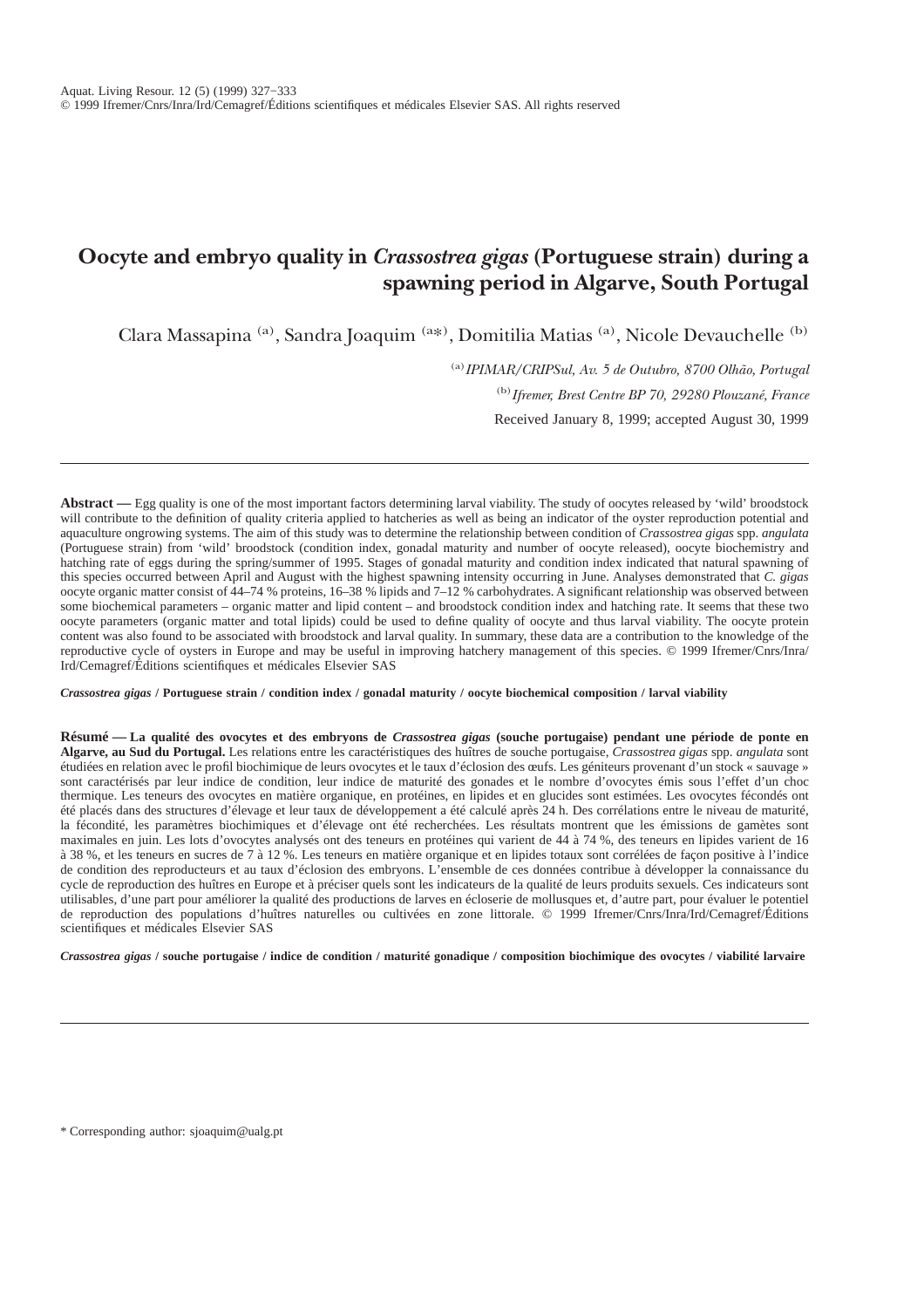# Oocyte and embryo quality in *Crassostrea gigas* (Portuguese strain) during a spawning period in Algarve, South Portugal

Clara Massapina [a], Sandra Joaquim [a*], Domitilia Matias [a], Nicole Devauchelle [b]

[a] *IPIMAR/CRIPSul, Av. 5 de Outubro, 8700 Olhão, Portugal*

[b] *Ifremer, Brest Centre BP 70, 29280 Plouzané, France*

Received January 8, 1999; accepted August 30, 1999

---

**Abstract —** Egg quality is one of the most important factors determining larval viability. The study of oocytes released by 'wild' broodstock will contribute to the definition of quality criteria applied to hatcheries as well as being an indicator of the oyster reproduction potential and aquaculture ongrowing systems. The aim of this study was to determine the relationship between condition of *Crassostrea gigas* spp. *angulata* (Portuguese strain) from 'wild' broodstock (condition index, gonadal maturity and number of oocyte released), oocyte biochemistry and hatching rate of eggs during the spring/summer of 1995. Stages of gonadal maturity and condition index indicated that natural spawning of this species occurred between April and August with the highest spawning intensity occurring in June. Analyses demonstrated that *C. gigas* oocyte organic matter consist of 44–74 % proteins, 16–38 % lipids and 7–12 % carbohydrates. A significant relationship was observed between some biochemical parameters – organic matter and lipid content – and broodstock condition index and hatching rate. It seems that these two oocyte parameters (organic matter and total lipids) could be used to define quality of oocyte and thus larval viability. The oocyte protein content was also found to be associated with broodstock and larval quality. In summary, these data are a contribution to the knowledge of the reproductive cycle of oysters in Europe and may be useful in improving hatchery management of this species. © 1999 Ifremer/Cnrs/Inra/Ird/Cemagref/Éditions scientifiques et médicales Elsevier SAS

***Crassostrea gigas* / Portuguese strain / condition index / gonadal maturity / oocyte biochemical composition / larval viability**

**Résumé — La qualité des ovocytes et des embryons de *Crassostrea gigas* (souche portugaise) pendant une période de ponte en Algarve, au Sud du Portugal.** Les relations entre les caractéristiques des huîtres de souche portugaise, *Crassostrea gigas* spp. *angulata* sont étudiées en relation avec le profil biochimique de leurs ovocytes et le taux d'éclosion des œufs. Les géniteurs provenant d'un stock « sauvage » sont caractérisés par leur indice de condition, leur indice de maturité des gonades et le nombre d'ovocytes émis sous l'effet d'un choc thermique. Les teneurs des ovocytes en matière organique, en protéines, en lipides et en glucides sont estimées. Les ovocytes fécondés ont été placés dans des structures d'élevage et leur taux de développement a été calculé après 24 h. Des corrélations entre le niveau de maturité, la fécondité, les paramètres biochimiques et d'élevage ont été recherchées. Les résultats montrent que les émissions de gamètes sont maximales en juin. Les lots d'ovocytes analysés ont des teneurs en protéines qui varient de 44 à 74 %, des teneurs en lipides varient de 16 à 38 %, et les teneurs en sucres de 7 à 12 %. Les teneurs en matière organique et en lipides totaux sont corrélées de façon positive à l'indice de condition des reproducteurs et au taux d'éclosion des embryons. L'ensemble de ces données contribue à développer la connaissance du cycle de reproduction des huîtres en Europe et à préciser quels sont les indicateurs de la qualité de leurs produits sexuels. Ces indicateurs sont utilisables, d'une part pour améliorer la qualité des productions de larves en écloserie de mollusques et, d'autre part, pour évaluer le potentiel de reproduction des populations d'huîtres naturelles ou cultivées en zone littorale. © 1999 Ifremer/Cnrs/Inra/Ird/Cemagref/Éditions scientifiques et médicales Elsevier SAS

***Crassostrea gigas* / souche portugaise / indice de condition / maturité gonadique / composition biochimique des ovocytes / viabilité larvaire**

---

\* Corresponding author: sjoaquim@ualg.pt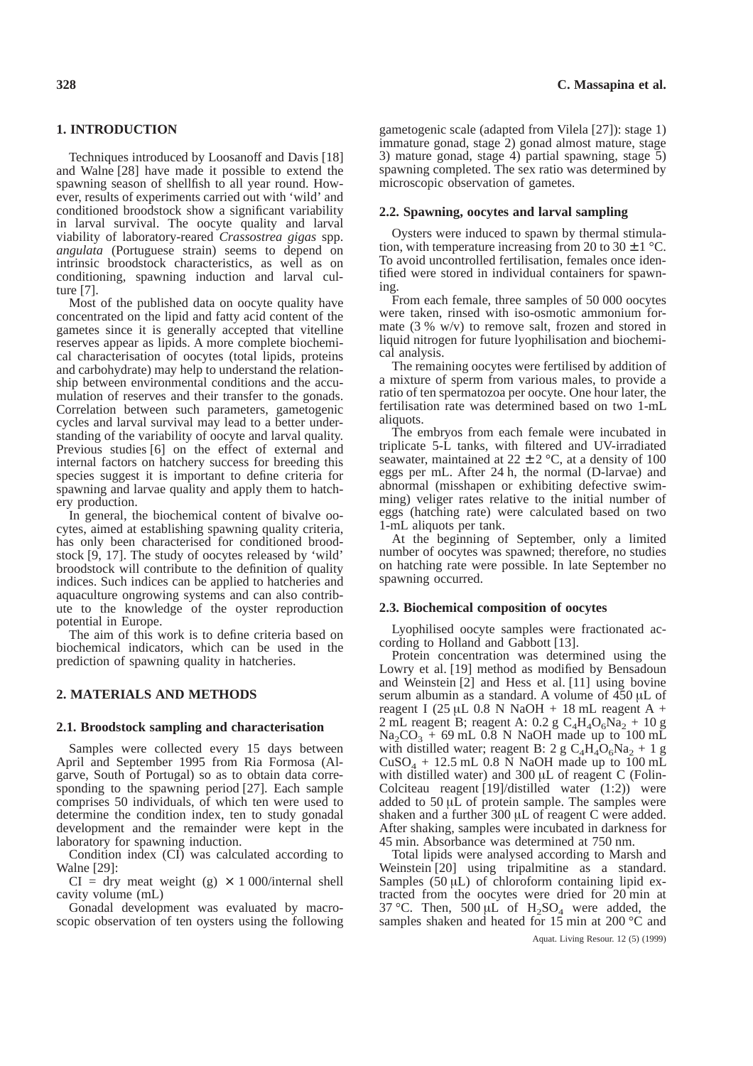## 1. INTRODUCTION

Techniques introduced by Loosanoff and Davis [18] and Walne [28] have made it possible to extend the spawning season of shellfish to all year round. However, results of experiments carried out with 'wild' and conditioned broodstock show a significant variability in larval survival. The oocyte quality and larval viability of laboratory-reared *Crassostrea gigas* spp. *angulata* (Portuguese strain) seems to depend on intrinsic broodstock characteristics, as well as on conditioning, spawning induction and larval culture [7].

Most of the published data on oocyte quality have concentrated on the lipid and fatty acid content of the gametes since it is generally accepted that vitelline reserves appear as lipids. A more complete biochemical characterisation of oocytes (total lipids, proteins and carbohydrate) may help to understand the relationship between environmental conditions and the accumulation of reserves and their transfer to the gonads. Correlation between such parameters, gametogenic cycles and larval survival may lead to a better understanding of the variability of oocyte and larval quality. Previous studies [6] on the effect of external and internal factors on hatchery success for breeding this species suggest it is important to define criteria for spawning and larvae quality and apply them to hatchery production.

In general, the biochemical content of bivalve oocytes, aimed at establishing spawning quality criteria, has only been characterised for conditioned broodstock [9, 17]. The study of oocytes released by 'wild' broodstock will contribute to the definition of quality indices. Such indices can be applied to hatcheries and aquaculture ongrowing systems and can also contribute to the knowledge of the oyster reproduction potential in Europe.

The aim of this work is to define criteria based on biochemical indicators, which can be used in the prediction of spawning quality in hatcheries.

## 2. MATERIALS AND METHODS

### 2.1. Broodstock sampling and characterisation

Samples were collected every 15 days between April and September 1995 from Ria Formosa (Algarve, South of Portugal) so as to obtain data corresponding to the spawning period [27]. Each sample comprises 50 individuals, of which ten were used to determine the condition index, ten to study gonadal development and the remainder were kept in the laboratory for spawning induction.

Condition index (CI) was calculated according to Walne [29]:

$$CI = \text{dry meat weight (g)} \times 1\,000/\text{internal shell cavity volume (mL)}$$

Gonadal development was evaluated by macroscopic observation of ten oysters using the following gametogenic scale (adapted from Vilela [27]): stage 1) immature gonad, stage 2) gonad almost mature, stage 3) mature gonad, stage 4) partial spawning, stage 5) spawning completed. The sex ratio was determined by microscopic observation of gametes.

### 2.2. Spawning, oocytes and larval sampling

Oysters were induced to spawn by thermal stimulation, with temperature increasing from 20 to 30 ± 1 °C. To avoid uncontrolled fertilisation, females once identified were stored in individual containers for spawning.

From each female, three samples of 50 000 oocytes were taken, rinsed with iso-osmotic ammonium formate (3 % w/v) to remove salt, frozen and stored in liquid nitrogen for future lyophilisation and biochemical analysis.

The remaining oocytes were fertilised by addition of a mixture of sperm from various males, to provide a ratio of ten spermatozoa per oocyte. One hour later, the fertilisation rate was determined based on two 1-mL aliquots.

The embryos from each female were incubated in triplicate 5-L tanks, with filtered and UV-irradiated seawater, maintained at 22 ± 2 °C, at a density of 100 eggs per mL. After 24 h, the normal (D-larvae) and abnormal (misshapen or exhibiting defective swimming) veliger rates relative to the initial number of eggs (hatching rate) were calculated based on two 1-mL aliquots per tank.

At the beginning of September, only a limited number of oocytes was spawned; therefore, no studies on hatching rate were possible. In late September no spawning occurred.

### 2.3. Biochemical composition of oocytes

Lyophilised oocyte samples were fractionated according to Holland and Gabbott [13].

Protein concentration was determined using the Lowry et al. [19] method as modified by Bensadoun and Weinstein [2] and Hess et al. [11] using bovine serum albumin as a standard. A volume of 450 μL of reagent I (25 μL 0.8 N NaOH + 18 mL reagent A + 2 mL reagent B; reagent A: 0.2 g $C_4H_4O_6Na_2$ + 10 g $Na_2CO_3$ + 69 mL 0.8 N NaOH made up to 100 mL with distilled water; reagent B: 2 g $C_4H_4O_6Na_2$ + 1 g $CuSO_4$ + 12.5 mL 0.8 N NaOH made up to 100 mL with distilled water) and 300 μL of reagent C (Folin-Colciteau reagent [19]/distilled water (1:2)) were added to 50 μL of protein sample. The samples were shaken and a further 300 μL of reagent C were added. After shaking, samples were incubated in darkness for 45 min. Absorbance was determined at 750 nm.

Total lipids were analysed according to Marsh and Weinstein [20] using tripalmitine as a standard. Samples (50 μL) of chloroform containing lipid extracted from the oocytes were dried for 20 min at 37 °C. Then, 500 μL of $H_2SO_4$ were added, the samples shaken and heated for 15 min at 200 °C and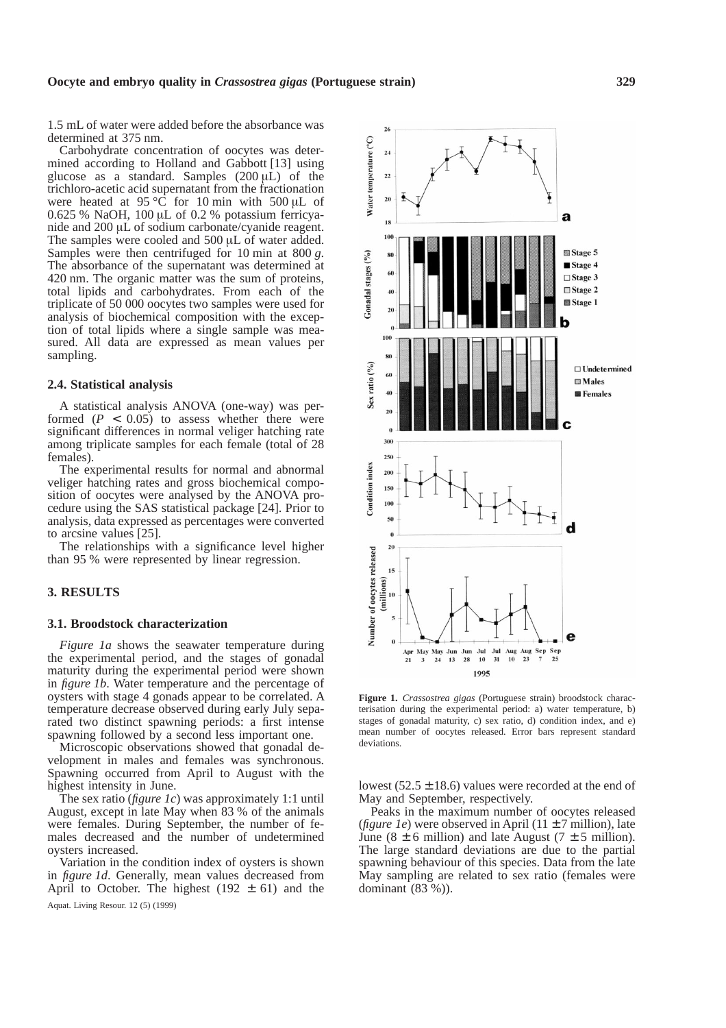1.5 mL of water were added before the absorbance was determined at 375 nm.

Carbohydrate concentration of oocytes was determined according to Holland and Gabbott [13] using glucose as a standard. Samples (200 μL) of the trichloro-acetic acid supernatant from the fractionation were heated at 95 °C for 10 min with 500 μL of 0.625 % NaOH, 100 μL of 0.2 % potassium ferricyanide and 200 μL of sodium carbonate/cyanide reagent. The samples were cooled and 500 μL of water added. Samples were then centrifuged for 10 min at 800 *g*. The absorbance of the supernatant was determined at 420 nm. The organic matter was the sum of proteins, total lipids and carbohydrates. From each of the triplicate of 50 000 oocytes two samples were used for analysis of biochemical composition with the exception of total lipids where a single sample was measured. All data are expressed as mean values per sampling.

### 2.4. Statistical analysis

A statistical analysis ANOVA (one-way) was performed ($P < 0.05$) to assess whether there were significant differences in normal veliger hatching rate among triplicate samples for each female (total of 28 females).

The experimental results for normal and abnormal veliger hatching rates and gross biochemical composition of oocytes were analysed by the ANOVA procedure using the SAS statistical package [24]. Prior to analysis, data expressed as percentages were converted to arcsine values [25].

The relationships with a significance level higher than 95 % were represented by linear regression.

## 3. RESULTS

### 3.1. Broodstock characterization

*Figure 1a* shows the seawater temperature during the experimental period, and the stages of gonadal maturity during the experimental period were shown in *figure 1b*. Water temperature and the percentage of oysters with stage 4 gonads appear to be correlated. A temperature decrease observed during early July separated two distinct spawning periods: a first intense spawning followed by a second less important one.

Microscopic observations showed that gonadal development in males and females was synchronous. Spawning occurred from April to August with the highest intensity in June.

The sex ratio (*figure 1c*) was approximately 1:1 until August, except in late May when 83 % of the animals were females. During September, the number of females decreased and the number of undetermined oysters increased.

Variation in the condition index of oysters is shown in *figure 1d*. Generally, mean values decreased from April to October. The highest (192 ± 61) and the lowest (52.5 ± 18.6) values were recorded at the end of May and September, respectively.

Peaks in the maximum number of oocytes released (*figure 1e*) were observed in April (11 ± 7 million), late June (8 ± 6 million) and late August (7 ± 5 million). The large standard deviations are due to the partial spawning behaviour of this species. Data from the late May sampling are related to sex ratio (females were dominant (83 %)).

**Figure 1.** *Crassostrea gigas* (Portuguese strain) broodstock characterisation during the experimental period: a) water temperature, b) stages of gonadal maturity, c) sex ratio, d) condition index, and e) mean number of oocytes released. Error bars represent standard deviations.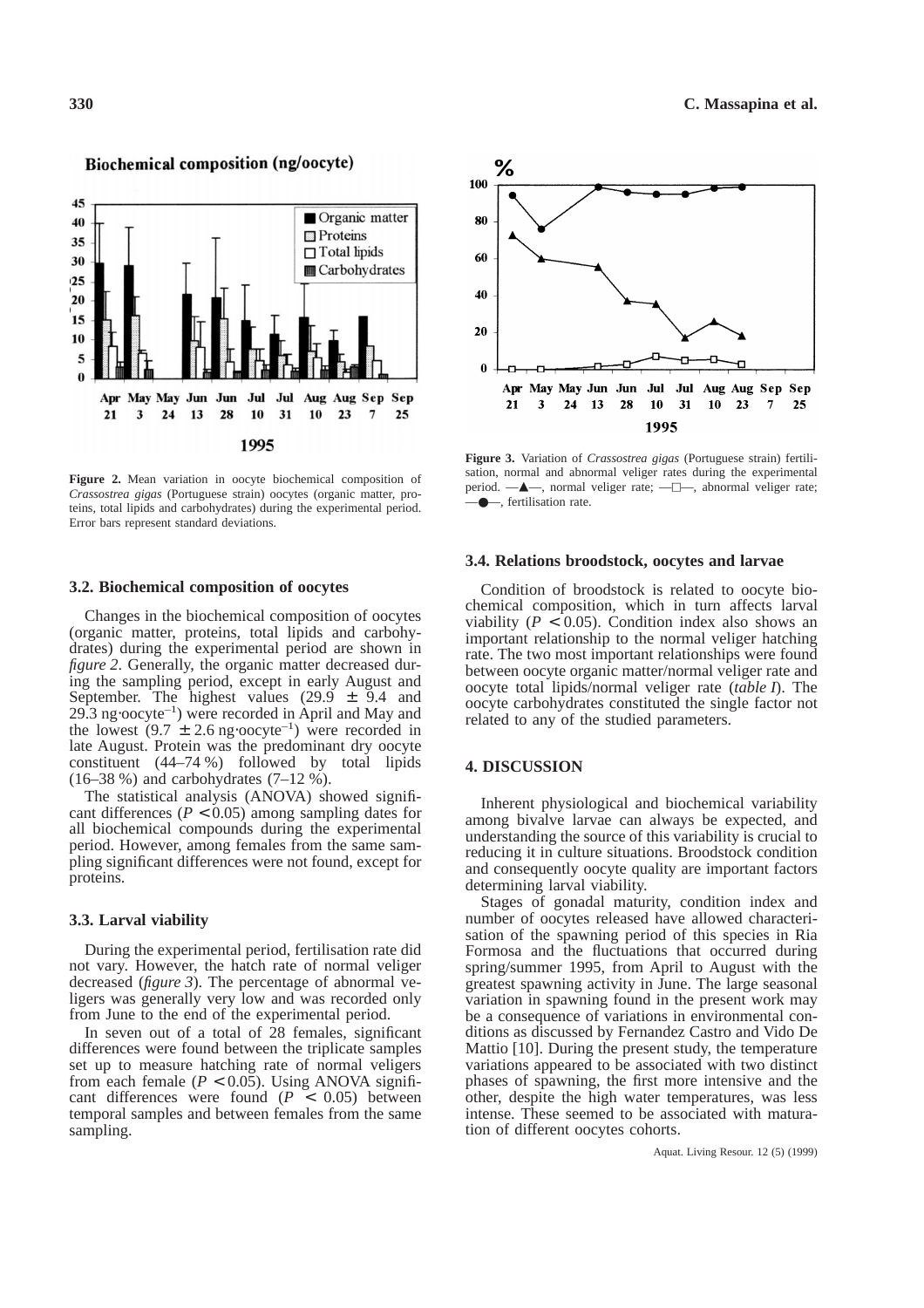**Figure 2.** Mean variation in oocyte biochemical composition of *Crassostrea gigas* (Portuguese strain) oocytes (organic matter, proteins, total lipids and carbohydrates) during the experimental period. Error bars represent standard deviations.

**Figure 3.** Variation of *Crassostrea gigas* (Portuguese strain) fertilisation, normal and abnormal veliger rates during the experimental period. —▲—, normal veliger rate; —□—, abnormal veliger rate; —●—, fertilisation rate.

### 3.2. Biochemical composition of oocytes

Changes in the biochemical composition of oocytes (organic matter, proteins, total lipids and carbohydrates) during the experimental period are shown in *figure 2*. Generally, the organic matter decreased during the sampling period, except in early August and September. The highest values ($29.9 \pm 9.4$ and $29.3$ ng·oocyte$^{-1}$) were recorded in April and May and the lowest ($9.7 \pm 2.6$ ng·oocyte$^{-1}$) were recorded in late August. Protein was the predominant dry oocyte constituent (44–74 %) followed by total lipids (16–38 %) and carbohydrates (7–12 %).

The statistical analysis (ANOVA) showed significant differences ($P < 0.05$) among sampling dates for all biochemical compounds during the experimental period. However, among females from the same sampling significant differences were not found, except for proteins.

### 3.3. Larval viability

During the experimental period, fertilisation rate did not vary. However, the hatch rate of normal veliger decreased (*figure 3*). The percentage of abnormal veligers was generally very low and was recorded only from June to the end of the experimental period.

In seven out of a total of 28 females, significant differences were found between the triplicate samples set up to measure hatching rate of normal veligers from each female ($P < 0.05$). Using ANOVA significant differences were found ($P < 0.05$) between temporal samples and between females from the same sampling.

### 3.4. Relations broodstock, oocytes and larvae

Condition of broodstock is related to oocyte biochemical composition, which in turn affects larval viability ($P < 0.05$). Condition index also shows an important relationship to the normal veliger hatching rate. The two most important relationships were found between oocyte organic matter/normal veliger rate and oocyte total lipids/normal veliger rate (*table I*). The oocyte carbohydrates constituted the single factor not related to any of the studied parameters.

## 4. DISCUSSION

Inherent physiological and biochemical variability among bivalve larvae can always be expected, and understanding the source of this variability is crucial to reducing it in culture situations. Broodstock condition and consequently oocyte quality are important factors determining larval viability.

Stages of gonadal maturity, condition index and number of oocytes released have allowed characterisation of the spawning period of this species in Ria Formosa and the fluctuations that occurred during spring/summer 1995, from April to August with the greatest spawning activity in June. The large seasonal variation in spawning found in the present work may be a consequence of variations in environmental conditions as discussed by Fernandez Castro and Vido De Mattio [10]. During the present study, the temperature variations appeared to be associated with two distinct phases of spawning, the first more intensive and the other, despite the high water temperatures, was less intense. These seemed to be associated with maturation of different oocytes cohorts.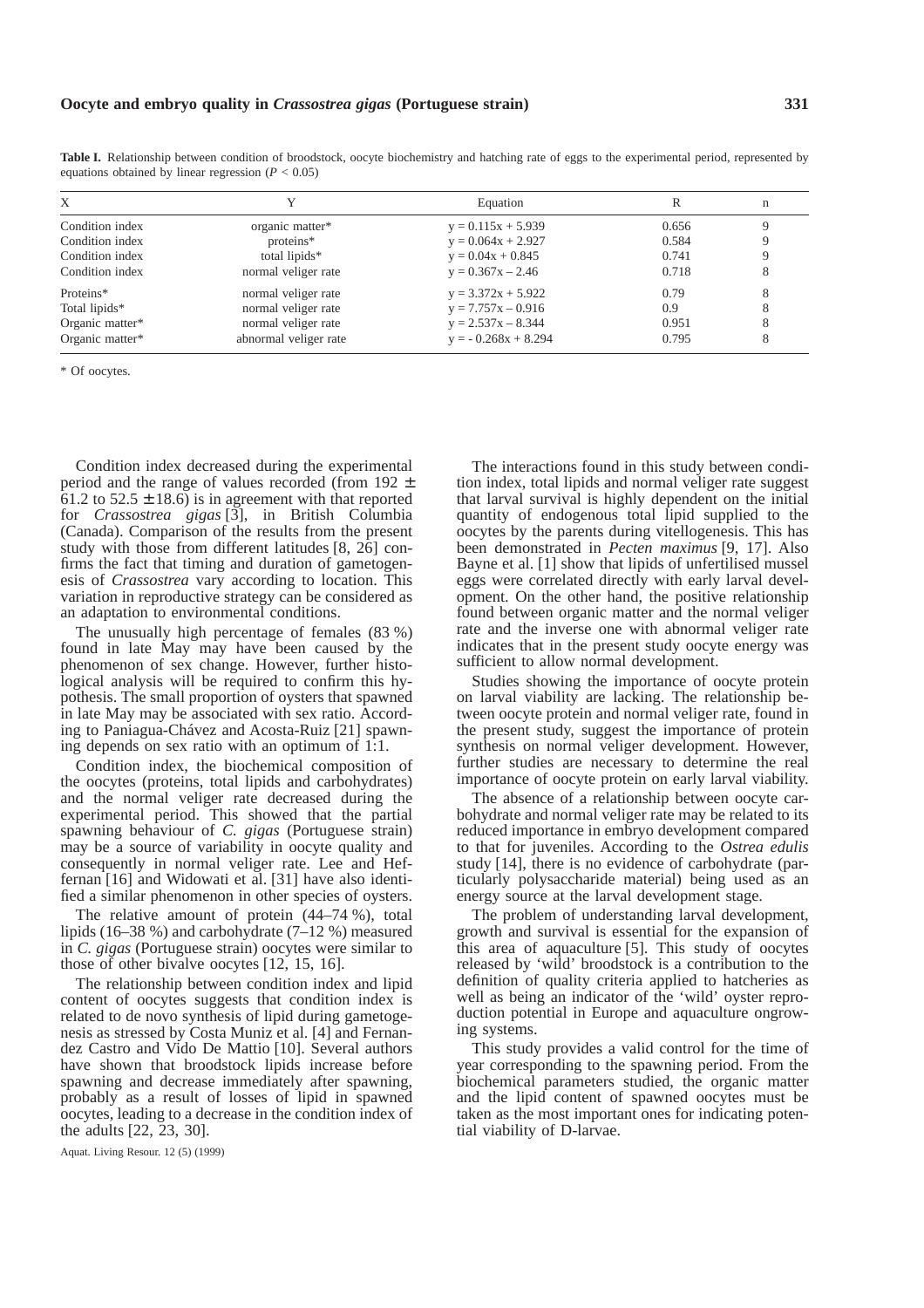**Table I.** Relationship between condition of broodstock, oocyte biochemistry and hatching rate of eggs to the experimental period, represented by equations obtained by linear regression ($P < 0.05$)

| X | Y | Equation | R | n |
|---|---|---|---|---|
| Condition index | organic matter* | $y = 0.115x + 5.939$ | 0.656 | 9 |
| Condition index | proteins* | $y = 0.064x + 2.927$ | 0.584 | 9 |
| Condition index | total lipids* | $y = 0.04x + 0.845$ | 0.741 | 9 |
| Condition index | normal veliger rate | $y = 0.367x – 2.46$ | 0.718 | 8 |
| Proteins* | normal veliger rate | $y = 3.372x + 5.922$ | 0.79 | 8 |
| Total lipids* | normal veliger rate | $y = 7.757x – 0.916$ | 0.9 | 8 |
| Organic matter* | normal veliger rate | $y = 2.537x – 8.344$ | 0.951 | 8 |
| Organic matter* | abnormal veliger rate | $y = - 0.268x + 8.294$ | 0.795 | 8 |

\* Of oocytes.

Condition index decreased during the experimental period and the range of values recorded (from 192 ± 61.2 to 52.5 ± 18.6) is in agreement with that reported for *Crassostrea gigas* [3], in British Columbia (Canada). Comparison of the results from the present study with those from different latitudes [8, 26] confirms the fact that timing and duration of gametogenesis of *Crassostrea* vary according to location. This variation in reproductive strategy can be considered as an adaptation to environmental conditions.

The unusually high percentage of females (83 %) found in late May may have been caused by the phenomenon of sex change. However, further histological analysis will be required to confirm this hypothesis. The small proportion of oysters that spawned in late May may be associated with sex ratio. According to Paniagua-Chávez and Acosta-Ruiz [21] spawning depends on sex ratio with an optimum of 1:1.

Condition index, the biochemical composition of the oocytes (proteins, total lipids and carbohydrates) and the normal veliger rate decreased during the experimental period. This showed that the partial spawning behaviour of *C. gigas* (Portuguese strain) may be a source of variability in oocyte quality and consequently in normal veliger rate. Lee and Heffernan [16] and Widowati et al. [31] have also identified a similar phenomenon in other species of oysters.

The relative amount of protein (44–74 %), total lipids (16–38 %) and carbohydrate (7–12 %) measured in *C. gigas* (Portuguese strain) oocytes were similar to those of other bivalve oocytes [12, 15, 16].

The relationship between condition index and lipid content of oocytes suggests that condition index is related to de novo synthesis of lipid during gametogenesis as stressed by Costa Muniz et al. [4] and Fernandez Castro and Vido De Mattio [10]. Several authors have shown that broodstock lipids increase before spawning and decrease immediately after spawning, probably as a result of losses of lipid in spawned oocytes, leading to a decrease in the condition index of the adults [22, 23, 30].

The interactions found in this study between condition index, total lipids and normal veliger rate suggest that larval survival is highly dependent on the initial quantity of endogenous total lipid supplied to the oocytes by the parents during vitellogenesis. This has been demonstrated in *Pecten maximus* [9, 17]. Also Bayne et al. [1] show that lipids of unfertilised mussel eggs were correlated directly with early larval development. On the other hand, the positive relationship found between organic matter and the normal veliger rate and the inverse one with abnormal veliger rate indicates that in the present study oocyte energy was sufficient to allow normal development.

Studies showing the importance of oocyte protein on larval viability are lacking. The relationship between oocyte protein and normal veliger rate, found in the present study, suggest the importance of protein synthesis on normal veliger development. However, further studies are necessary to determine the real importance of oocyte protein on early larval viability.

The absence of a relationship between oocyte carbohydrate and normal veliger rate may be related to its reduced importance in embryo development compared to that for juveniles. According to the *Ostrea edulis* study [14], there is no evidence of carbohydrate (particularly polysaccharide material) being used as an energy source at the larval development stage.

The problem of understanding larval development, growth and survival is essential for the expansion of this area of aquaculture [5]. This study of oocytes released by 'wild' broodstock is a contribution to the definition of quality criteria applied to hatcheries as well as being an indicator of the 'wild' oyster reproduction potential in Europe and aquaculture ongrowing systems.

This study provides a valid control for the time of year corresponding to the spawning period. From the biochemical parameters studied, the organic matter and the lipid content of spawned oocytes must be taken as the most important ones for indicating potential viability of D-larvae.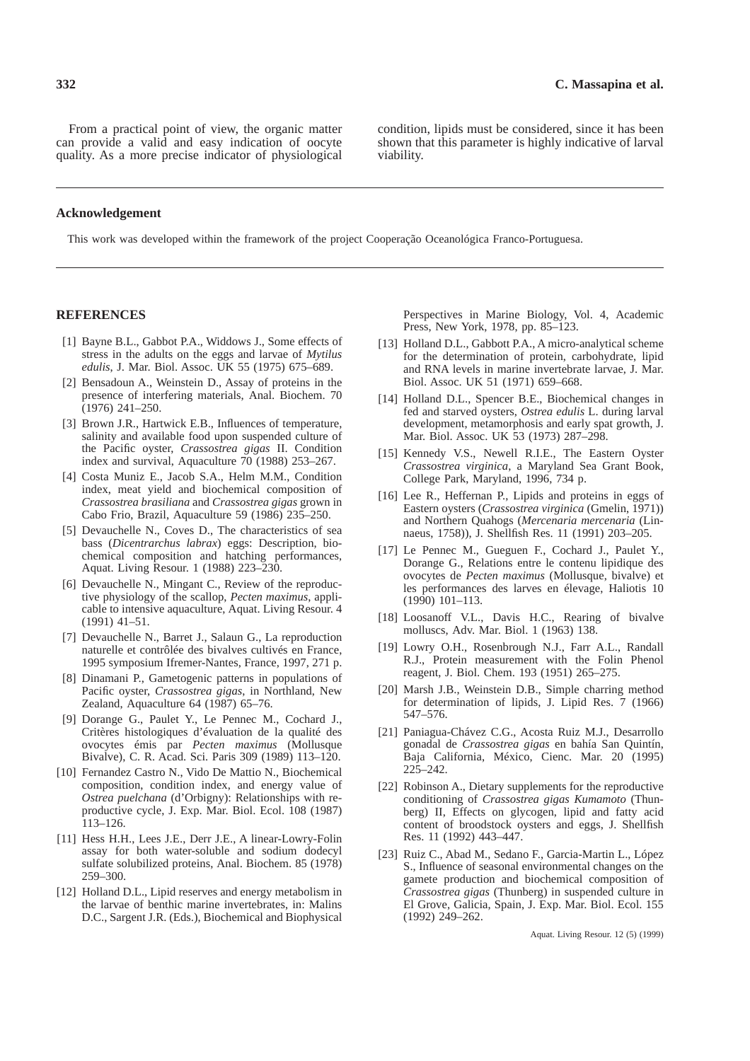From a practical point of view, the organic matter can provide a valid and easy indication of oocyte quality. As a more precise indicator of physiological condition, lipids must be considered, since it has been shown that this parameter is highly indicative of larval viability.

## Acknowledgement

This work was developed within the framework of the project Cooperação Oceanológica Franco-Portuguesa.

## REFERENCES

[1] Bayne B.L., Gabbot P.A., Widdows J., Some effects of stress in the adults on the eggs and larvae of *Mytilus edulis*, J. Mar. Biol. Assoc. UK 55 (1975) 675–689.

[2] Bensadoun A., Weinstein D., Assay of proteins in the presence of interfering materials, Anal. Biochem. 70 (1976) 241–250.

[3] Brown J.R., Hartwick E.B., Influences of temperature, salinity and available food upon suspended culture of the Pacific oyster, *Crassostrea gigas* II. Condition index and survival, Aquaculture 70 (1988) 253–267.

[4] Costa Muniz E., Jacob S.A., Helm M.M., Condition index, meat yield and biochemical composition of *Crassostrea brasiliana* and *Crassostrea gigas* grown in Cabo Frio, Brazil, Aquaculture 59 (1986) 235–250.

[5] Devauchelle N., Coves D., The characteristics of sea bass (*Dicentrarchus labrax*) eggs: Description, biochemical composition and hatching performances, Aquat. Living Resour. 1 (1988) 223–230.

[6] Devauchelle N., Mingant C., Review of the reproductive physiology of the scallop, *Pecten maximus*, applicable to intensive aquaculture, Aquat. Living Resour. 4 (1991) 41–51.

[7] Devauchelle N., Barret J., Salaun G., La reproduction naturelle et contrôlée des bivalves cultivés en France, 1995 symposium Ifremer-Nantes, France, 1997, 271 p.

[8] Dinamani P., Gametogenic patterns in populations of Pacific oyster, *Crassostrea gigas*, in Northland, New Zealand, Aquaculture 64 (1987) 65–76.

[9] Dorange G., Paulet Y., Le Pennec M., Cochard J., Critères histologiques d'évaluation de la qualité des ovocytes émis par *Pecten maximus* (Mollusque Bivalve), C. R. Acad. Sci. Paris 309 (1989) 113–120.

[10] Fernandez Castro N., Vido De Mattio N., Biochemical composition, condition index, and energy value of *Ostrea puelchana* (d'Orbigny): Relationships with reproductive cycle, J. Exp. Mar. Biol. Ecol. 108 (1987) 113–126.

[11] Hess H.H., Lees J.E., Derr J.E., A linear-Lowry-Folin assay for both water-soluble and sodium dodecyl sulfate solubilized proteins, Anal. Biochem. 85 (1978) 259–300.

[12] Holland D.L., Lipid reserves and energy metabolism in the larvae of benthic marine invertebrates, in: Malins D.C., Sargent J.R. (Eds.), Biochemical and Biophysical Perspectives in Marine Biology, Vol. 4, Academic Press, New York, 1978, pp. 85–123.

[13] Holland D.L., Gabbott P.A., A micro-analytical scheme for the determination of protein, carbohydrate, lipid and RNA levels in marine invertebrate larvae, J. Mar. Biol. Assoc. UK 51 (1971) 659–668.

[14] Holland D.L., Spencer B.E., Biochemical changes in fed and starved oysters, *Ostrea edulis* L. during larval development, metamorphosis and early spat growth, J. Mar. Biol. Assoc. UK 53 (1973) 287–298.

[15] Kennedy V.S., Newell R.I.E., The Eastern Oyster *Crassostrea virginica*, a Maryland Sea Grant Book, College Park, Maryland, 1996, 734 p.

[16] Lee R., Heffernan P., Lipids and proteins in eggs of Eastern oysters (*Crassostrea virginica* (Gmelin, 1971)) and Northern Quahogs (*Mercenaria mercenaria* (Linnaeus, 1758)), J. Shellfish Res. 11 (1991) 203–205.

[17] Le Pennec M., Gueguen F., Cochard J., Paulet Y., Dorange G., Relations entre le contenu lipidique des ovocytes de *Pecten maximus* (Mollusque, bivalve) et les performances des larves en élevage, Haliotis 10 (1990) 101–113.

[18] Loosanoff V.L., Davis H.C., Rearing of bivalve molluscs, Adv. Mar. Biol. 1 (1963) 138.

[19] Lowry O.H., Rosenbrough N.J., Farr A.L., Randall R.J., Protein measurement with the Folin Phenol reagent, J. Biol. Chem. 193 (1951) 265–275.

[20] Marsh J.B., Weinstein D.B., Simple charring method for determination of lipids, J. Lipid Res. 7 (1966) 547–576.

[21] Paniagua-Chávez C.G., Acosta Ruiz M.J., Desarrollo gonadal de *Crassostrea gigas* en bahía San Quintín, Baja California, México, Cienc. Mar. 20 (1995) 225–242.

[22] Robinson A., Dietary supplements for the reproductive conditioning of *Crassostrea gigas Kumamoto* (Thunberg) II, Effects on glycogen, lipid and fatty acid content of broodstock oysters and eggs, J. Shellfish Res. 11 (1992) 443–447.

[23] Ruiz C., Abad M., Sedano F., Garcia-Martin L., López S., Influence of seasonal environmental changes on the gamete production and biochemical composition of *Crassostrea gigas* (Thunberg) in suspended culture in El Grove, Galicia, Spain, J. Exp. Mar. Biol. Ecol. 155 (1992) 249–262.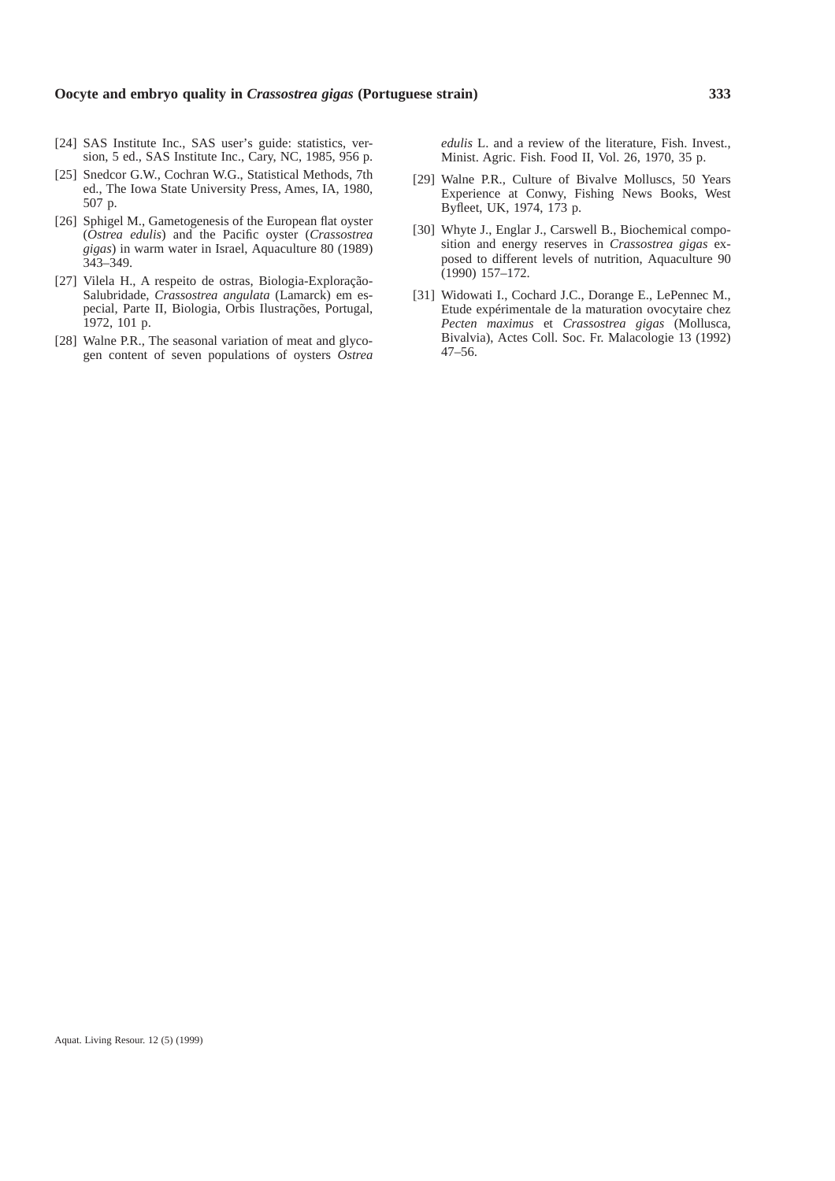[24] SAS Institute Inc., SAS user's guide: statistics, version, 5 ed., SAS Institute Inc., Cary, NC, 1985, 956 p.

[25] Snedcor G.W., Cochran W.G., Statistical Methods, 7th ed., The Iowa State University Press, Ames, IA, 1980, 507 p.

[26] Sphigel M., Gametogenesis of the European flat oyster (*Ostrea edulis*) and the Pacific oyster (*Crassostrea gigas*) in warm water in Israel, Aquaculture 80 (1989) 343–349.

[27] Vilela H., A respeito de ostras, Biologia-Exploração-Salubridade, *Crassostrea angulata* (Lamarck) em especial, Parte II, Biologia, Orbis Ilustrações, Portugal, 1972, 101 p.

[28] Walne P.R., The seasonal variation of meat and glycogen content of seven populations of oysters *Ostrea edulis* L. and a review of the literature, Fish. Invest., Minist. Agric. Fish. Food II, Vol. 26, 1970, 35 p.

[29] Walne P.R., Culture of Bivalve Molluscs, 50 Years Experience at Conwy, Fishing News Books, West Byfleet, UK, 1974, 173 p.

[30] Whyte J., Englar J., Carswell B., Biochemical composition and energy reserves in *Crassostrea gigas* exposed to different levels of nutrition, Aquaculture 90 (1990) 157–172.

[31] Widowati I., Cochard J.C., Dorange E., LePennec M., Etude expérimentale de la maturation ovocytaire chez *Pecten maximus* et *Crassostrea gigas* (Mollusca, Bivalvia), Actes Coll. Soc. Fr. Malacologie 13 (1992) 47–56.